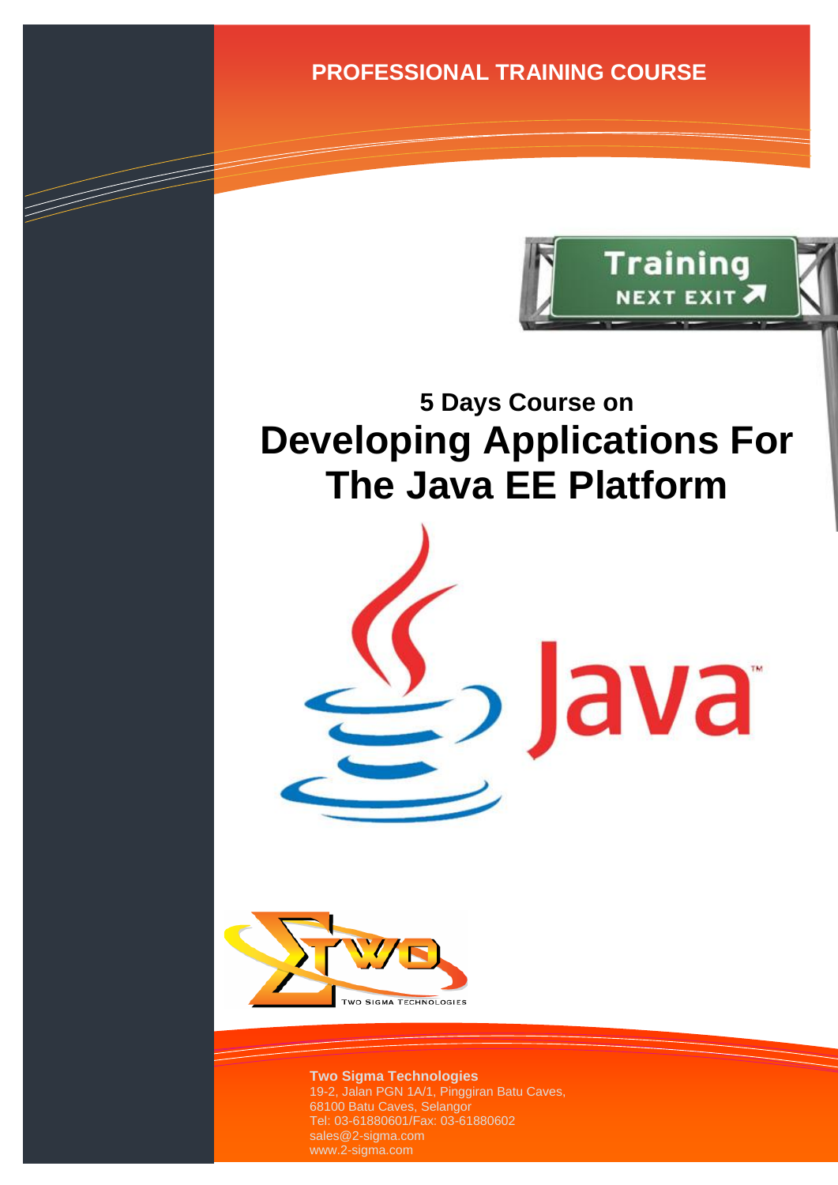**PROFESSIONAL TRAINING COURSE**

## 5 Days Course on

# Developing Applications For The Java EE Platform

**Two Sigma Technologies**
19-2, Jalan PGN 1A/1, Pinggiran Batu Caves,
68100 Batu Caves, Selangor
Tel: 03-61880601/Fax: 03-61880602
sales@2-sigma.com
www.2-sigma.com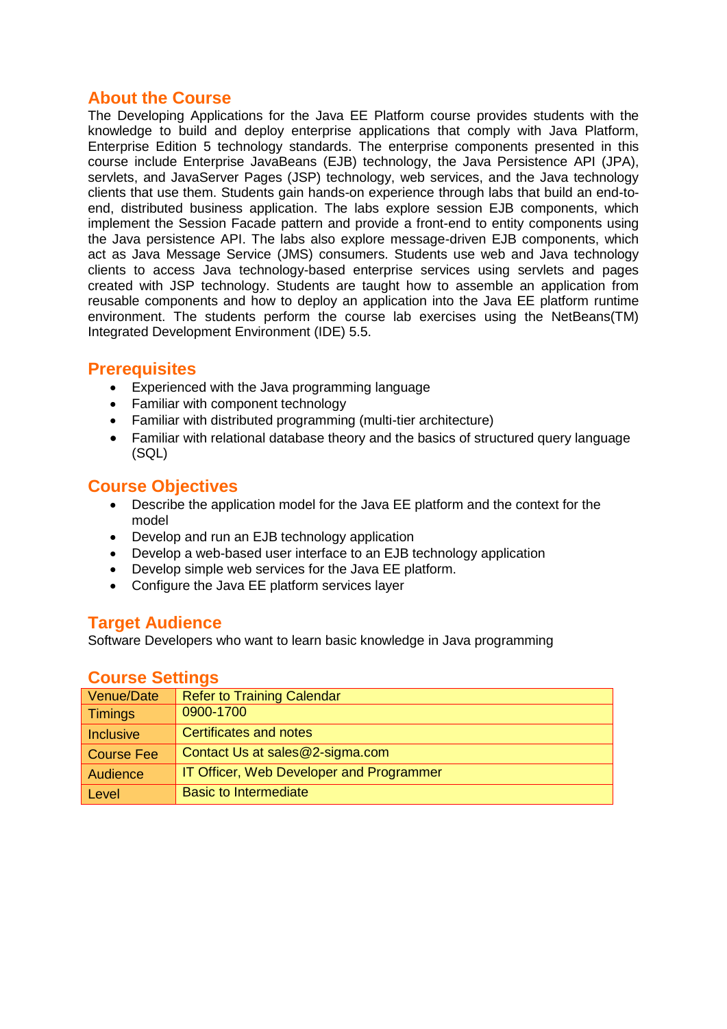## About the Course

The Developing Applications for the Java EE Platform course provides students with the knowledge to build and deploy enterprise applications that comply with Java Platform, Enterprise Edition 5 technology standards. The enterprise components presented in this course include Enterprise JavaBeans (EJB) technology, the Java Persistence API (JPA), servlets, and JavaServer Pages (JSP) technology, web services, and the Java technology clients that use them. Students gain hands-on experience through labs that build an end-to-end, distributed business application. The labs explore session EJB components, which implement the Session Facade pattern and provide a front-end to entity components using the Java persistence API. The labs also explore message-driven EJB components, which act as Java Message Service (JMS) consumers. Students use web and Java technology clients to access Java technology-based enterprise services using servlets and pages created with JSP technology. Students are taught how to assemble an application from reusable components and how to deploy an application into the Java EE platform runtime environment. The students perform the course lab exercises using the NetBeans(TM) Integrated Development Environment (IDE) 5.5.

## Prerequisites

- Experienced with the Java programming language
- Familiar with component technology
- Familiar with distributed programming (multi-tier architecture)
- Familiar with relational database theory and the basics of structured query language (SQL)

## Course Objectives

- Describe the application model for the Java EE platform and the context for the model
- Develop and run an EJB technology application
- Develop a web-based user interface to an EJB technology application
- Develop simple web services for the Java EE platform.
- Configure the Java EE platform services layer

## Target Audience

Software Developers who want to learn basic knowledge in Java programming

## Course Settings

| | |
|---|---|
| Venue/Date | Refer to Training Calendar |
| Timings | 0900-1700 |
| Inclusive | Certificates and notes |
| Course Fee | Contact Us at sales@2-sigma.com |
| Audience | IT Officer, Web Developer and Programmer |
| Level | Basic to Intermediate |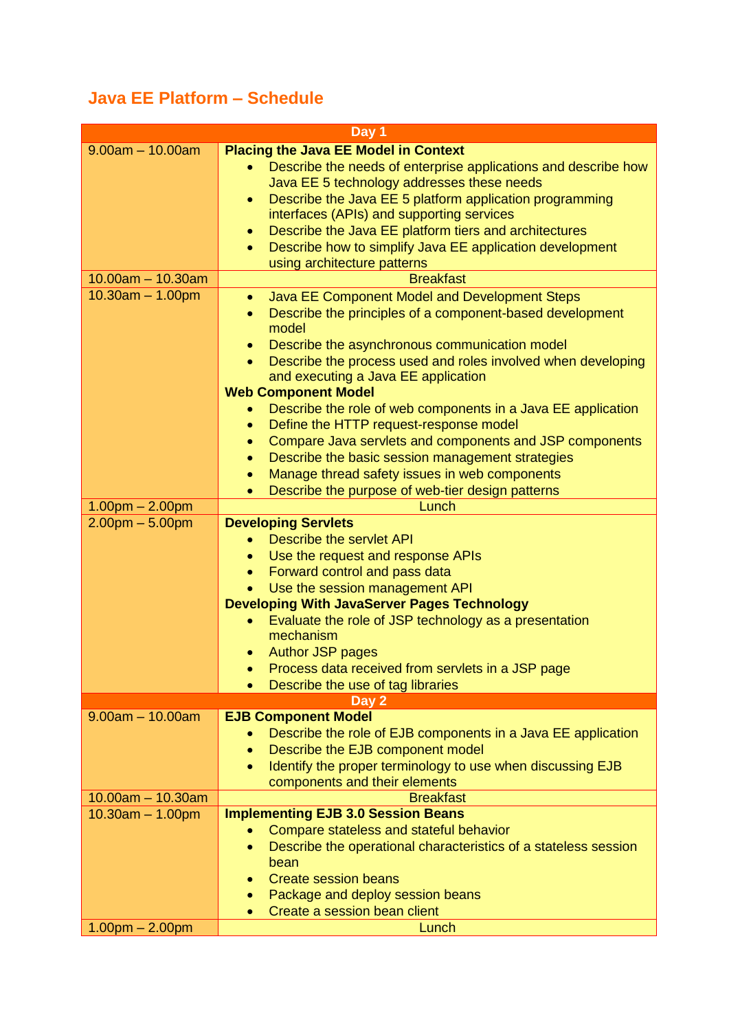## Java EE Platform – Schedule

| Day 1 | |
|---|---|
| 9.00am – 10.00am | **Placing the Java EE Model in Context**<br>• Describe the needs of enterprise applications and describe how Java EE 5 technology addresses these needs<br>• Describe the Java EE 5 platform application programming interfaces (APIs) and supporting services<br>• Describe the Java EE platform tiers and architectures<br>• Describe how to simplify Java EE application development using architecture patterns |
| 10.00am – 10.30am | Breakfast |
| 10.30am – 1.00pm | • Java EE Component Model and Development Steps<br>• Describe the principles of a component-based development model<br>• Describe the asynchronous communication model<br>• Describe the process used and roles involved when developing and executing a Java EE application<br>**Web Component Model**<br>• Describe the role of web components in a Java EE application<br>• Define the HTTP request-response model<br>• Compare Java servlets and components and JSP components<br>• Describe the basic session management strategies<br>• Manage thread safety issues in web components<br>• Describe the purpose of web-tier design patterns |
| 1.00pm – 2.00pm | Lunch |
| 2.00pm – 5.00pm | **Developing Servlets**<br>• Describe the servlet API<br>• Use the request and response APIs<br>• Forward control and pass data<br>• Use the session management API<br>**Developing With JavaServer Pages Technology**<br>• Evaluate the role of JSP technology as a presentation mechanism<br>• Author JSP pages<br>• Process data received from servlets in a JSP page<br>• Describe the use of tag libraries |
| **Day 2** | |
| 9.00am – 10.00am | **EJB Component Model**<br>• Describe the role of EJB components in a Java EE application<br>• Describe the EJB component model<br>• Identify the proper terminology to use when discussing EJB components and their elements |
| 10.00am – 10.30am | Breakfast |
| 10.30am – 1.00pm | **Implementing EJB 3.0 Session Beans**<br>• Compare stateless and stateful behavior<br>• Describe the operational characteristics of a stateless session bean<br>• Create session beans<br>• Package and deploy session beans<br>• Create a session bean client |
| 1.00pm – 2.00pm | Lunch |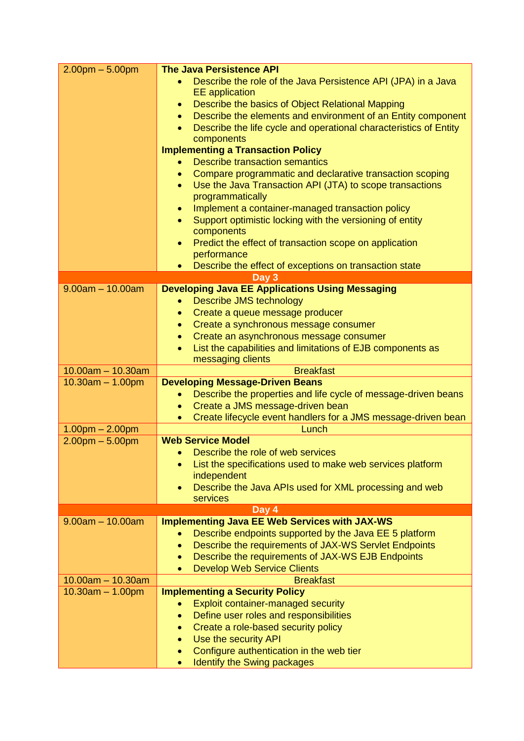| | |
|---|---|
| 2.00pm – 5.00pm | **The Java Persistence API**<br>• Describe the role of the Java Persistence API (JPA) in a Java EE application<br>• Describe the basics of Object Relational Mapping<br>• Describe the elements and environment of an Entity component<br>• Describe the life cycle and operational characteristics of Entity components<br>**Implementing a Transaction Policy**<br>• Describe transaction semantics<br>• Compare programmatic and declarative transaction scoping<br>• Use the Java Transaction API (JTA) to scope transactions programmatically<br>• Implement a container-managed transaction policy<br>• Support optimistic locking with the versioning of entity components<br>• Predict the effect of transaction scope on application performance<br>• Describe the effect of exceptions on transaction state |
| **Day 3** | |
| 9.00am – 10.00am | **Developing Java EE Applications Using Messaging**<br>• Describe JMS technology<br>• Create a queue message producer<br>• Create a synchronous message consumer<br>• Create an asynchronous message consumer<br>• List the capabilities and limitations of EJB components as messaging clients |
| 10.00am – 10.30am | Breakfast |
| 10.30am – 1.00pm | **Developing Message-Driven Beans**<br>• Describe the properties and life cycle of message-driven beans<br>• Create a JMS message-driven bean<br>• Create lifecycle event handlers for a JMS message-driven bean |
| 1.00pm – 2.00pm | Lunch |
| 2.00pm – 5.00pm | **Web Service Model**<br>• Describe the role of web services<br>• List the specifications used to make web services platform independent<br>• Describe the Java APIs used for XML processing and web services |
| **Day 4** | |
| 9.00am – 10.00am | **Implementing Java EE Web Services with JAX-WS**<br>• Describe endpoints supported by the Java EE 5 platform<br>• Describe the requirements of JAX-WS Servlet Endpoints<br>• Describe the requirements of JAX-WS EJB Endpoints<br>• Develop Web Service Clients |
| 10.00am – 10.30am | Breakfast |
| 10.30am – 1.00pm | **Implementing a Security Policy**<br>• Exploit container-managed security<br>• Define user roles and responsibilities<br>• Create a role-based security policy<br>• Use the security API<br>• Configure authentication in the web tier<br>• Identify the Swing packages |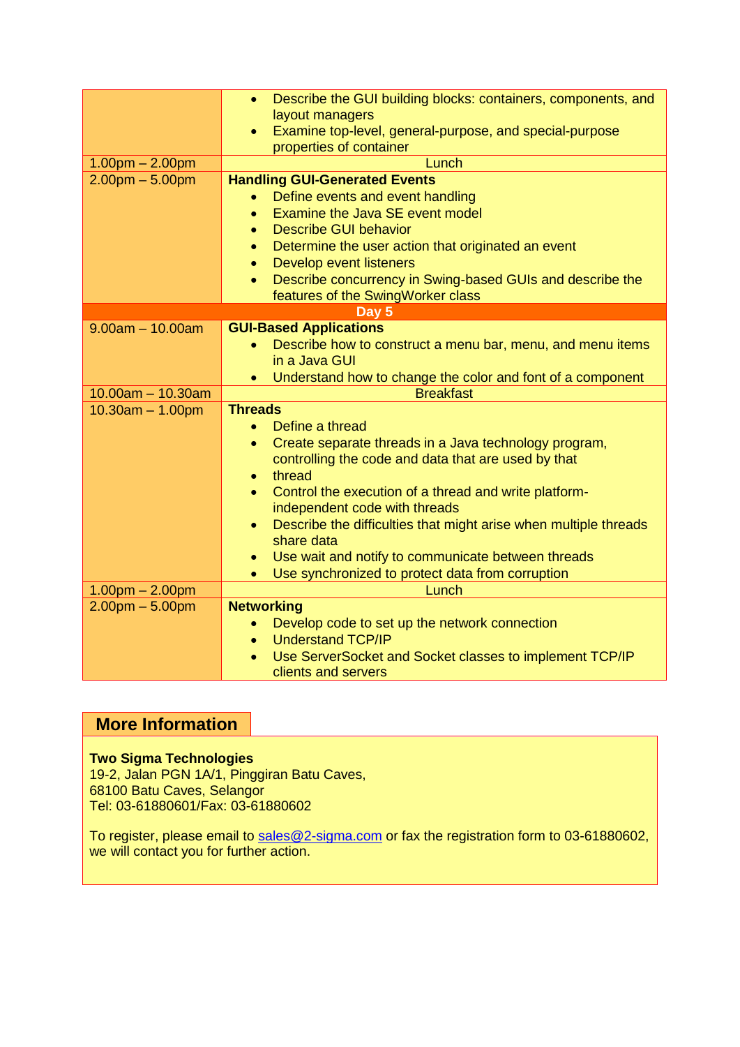| | |
|---|---|
| | • Describe the GUI building blocks: containers, components, and layout managers<br>• Examine top-level, general-purpose, and special-purpose properties of container |
| 1.00pm – 2.00pm | Lunch |
| 2.00pm – 5.00pm | **Handling GUI-Generated Events**<br>• Define events and event handling<br>• Examine the Java SE event model<br>• Describe GUI behavior<br>• Determine the user action that originated an event<br>• Develop event listeners<br>• Describe concurrency in Swing-based GUIs and describe the features of the SwingWorker class |
| **Day 5** | |
| 9.00am – 10.00am | **GUI-Based Applications**<br>• Describe how to construct a menu bar, menu, and menu items in a Java GUI<br>• Understand how to change the color and font of a component |
| 10.00am – 10.30am | Breakfast |
| 10.30am – 1.00pm | **Threads**<br>• Define a thread<br>• Create separate threads in a Java technology program, controlling the code and data that are used by that<br>• thread<br>• Control the execution of a thread and write platform-independent code with threads<br>• Describe the difficulties that might arise when multiple threads share data<br>• Use wait and notify to communicate between threads<br>• Use synchronized to protect data from corruption |
| 1.00pm – 2.00pm | Lunch |
| 2.00pm – 5.00pm | **Networking**<br>• Develop code to set up the network connection<br>• Understand TCP/IP<br>• Use ServerSocket and Socket classes to implement TCP/IP clients and servers |

## More Information

**Two Sigma Technologies**
19-2, Jalan PGN 1A/1, Pinggiran Batu Caves,
68100 Batu Caves, Selangor
Tel: 03-61880601/Fax: 03-61880602

To register, please email to sales@2-sigma.com or fax the registration form to 03-61880602, we will contact you for further action.